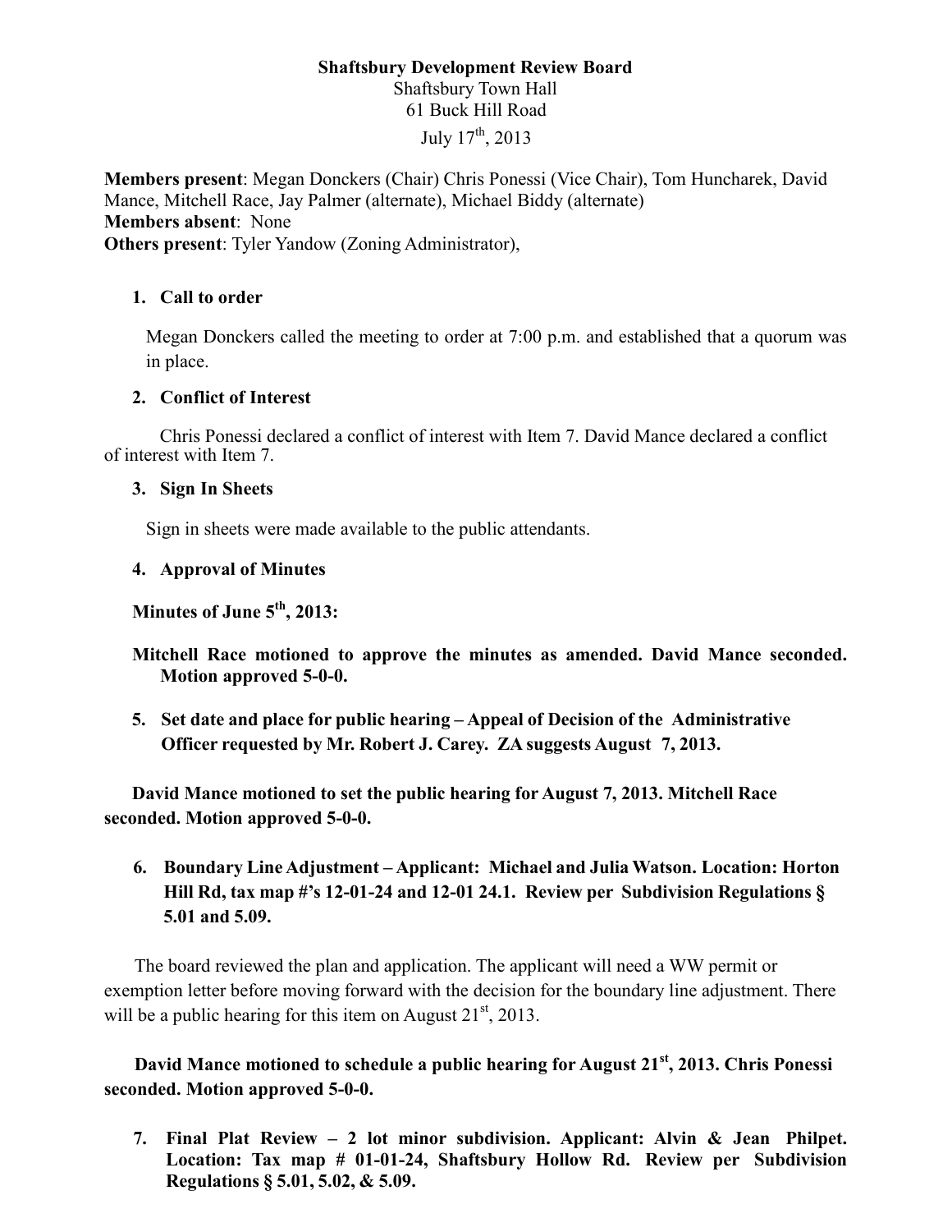**Shaftsbury Development Review Board**

Shaftsbury Town Hall

61 Buck Hill Road

July 17th, 2013

**Members present**: Megan Donckers (Chair) Chris Ponessi (Vice Chair), Tom Huncharek, David Mance, Mitchell Race, Jay Palmer (alternate), Michael Biddy (alternate)
**Members absent**: None
**Others present**: Tyler Yandow (Zoning Administrator),

1. **Call to order**

   Megan Donckers called the meeting to order at 7:00 p.m. and established that a quorum was in place.

2. **Conflict of Interest**

   Chris Ponessi declared a conflict of interest with Item 7. David Mance declared a conflict of interest with Item 7.

3. **Sign In Sheets**

   Sign in sheets were made available to the public attendants.

4. **Approval of Minutes**

   **Minutes of June 5th, 2013:**

   **Mitchell Race motioned to approve the minutes as amended. David Mance seconded. Motion approved 5-0-0.**

5. **Set date and place for public hearing – Appeal of Decision of the Administrative Officer requested by Mr. Robert J. Carey. ZA suggests August 7, 2013.**

   **David Mance motioned to set the public hearing for August 7, 2013. Mitchell Race seconded. Motion approved 5-0-0.**

6. **Boundary Line Adjustment – Applicant: Michael and Julia Watson. Location: Horton Hill Rd, tax map #'s 12-01-24 and 12-01 24.1. Review per Subdivision Regulations § 5.01 and 5.09.**

   The board reviewed the plan and application. The applicant will need a WW permit or exemption letter before moving forward with the decision for the boundary line adjustment. There will be a public hearing for this item on August 21st, 2013.

   **David Mance motioned to schedule a public hearing for August 21st, 2013. Chris Ponessi seconded. Motion approved 5-0-0.**

7. **Final Plat Review – 2 lot minor subdivision. Applicant: Alvin & Jean Philpet. Location: Tax map # 01-01-24, Shaftsbury Hollow Rd. Review per Subdivision Regulations § 5.01, 5.02, & 5.09.**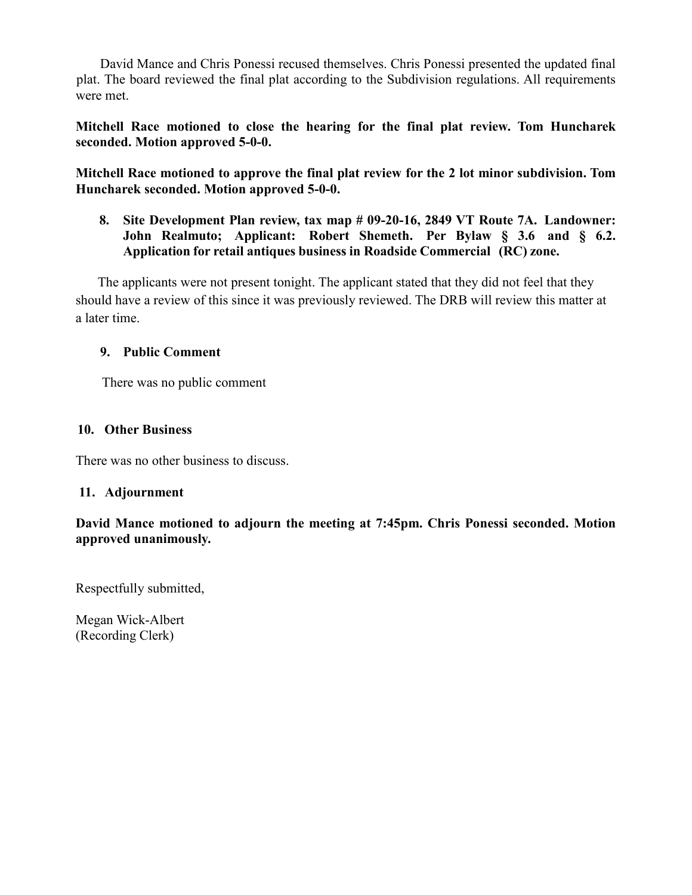David Mance and Chris Ponessi recused themselves. Chris Ponessi presented the updated final plat. The board reviewed the final plat according to the Subdivision regulations. All requirements were met.

**Mitchell Race motioned to close the hearing for the final plat review. Tom Huncharek seconded. Motion approved 5-0-0.**

**Mitchell Race motioned to approve the final plat review for the 2 lot minor subdivision. Tom Huncharek seconded. Motion approved 5-0-0.**

**8. Site Development Plan review, tax map # 09-20-16, 2849 VT Route 7A. Landowner: John Realmuto; Applicant: Robert Shemeth. Per Bylaw § 3.6 and § 6.2. Application for retail antiques business in Roadside Commercial (RC) zone.**

The applicants were not present tonight. The applicant stated that they did not feel that they should have a review of this since it was previously reviewed. The DRB will review this matter at a later time.

**9. Public Comment**

There was no public comment

**10. Other Business**

There was no other business to discuss.

**11. Adjournment**

**David Mance motioned to adjourn the meeting at 7:45pm. Chris Ponessi seconded. Motion approved unanimously.**

Respectfully submitted,

Megan Wick-Albert
(Recording Clerk)